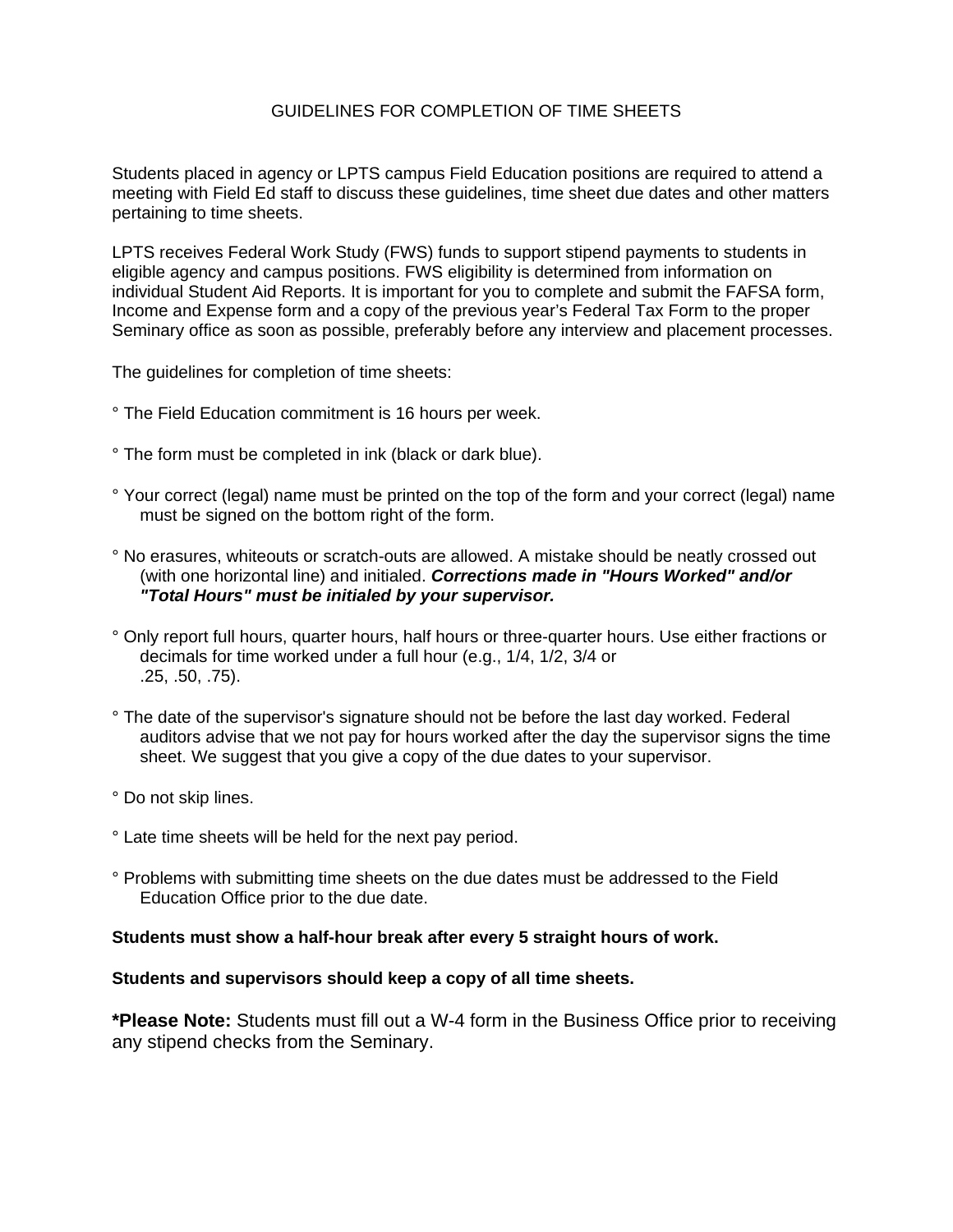# GUIDELINES FOR COMPLETION OF TIME SHEETS

Students placed in agency or LPTS campus Field Education positions are required to attend a meeting with Field Ed staff to discuss these guidelines, time sheet due dates and other matters pertaining to time sheets.

LPTS receives Federal Work Study (FWS) funds to support stipend payments to students in eligible agency and campus positions. FWS eligibility is determined from information on individual Student Aid Reports. It is important for you to complete and submit the FAFSA form, Income and Expense form and a copy of the previous year's Federal Tax Form to the proper Seminary office as soon as possible, preferably before any interview and placement processes.

The guidelines for completion of time sheets:

° The Field Education commitment is 16 hours per week.

° The form must be completed in ink (black or dark blue).

° Your correct (legal) name must be printed on the top of the form and your correct (legal) name must be signed on the bottom right of the form.

° No erasures, whiteouts or scratch-outs are allowed. A mistake should be neatly crossed out (with one horizontal line) and initialed. ***Corrections made in "Hours Worked" and/or "Total Hours" must be initialed by your supervisor.***

° Only report full hours, quarter hours, half hours or three-quarter hours. Use either fractions or decimals for time worked under a full hour (e.g., 1/4, 1/2, 3/4 or .25, .50, .75).

° The date of the supervisor's signature should not be before the last day worked. Federal auditors advise that we not pay for hours worked after the day the supervisor signs the time sheet. We suggest that you give a copy of the due dates to your supervisor.

° Do not skip lines.

° Late time sheets will be held for the next pay period.

° Problems with submitting time sheets on the due dates must be addressed to the Field Education Office prior to the due date.

**Students must show a half-hour break after every 5 straight hours of work.**

**Students and supervisors should keep a copy of all time sheets.**

**\*Please Note:** Students must fill out a W-4 form in the Business Office prior to receiving any stipend checks from the Seminary.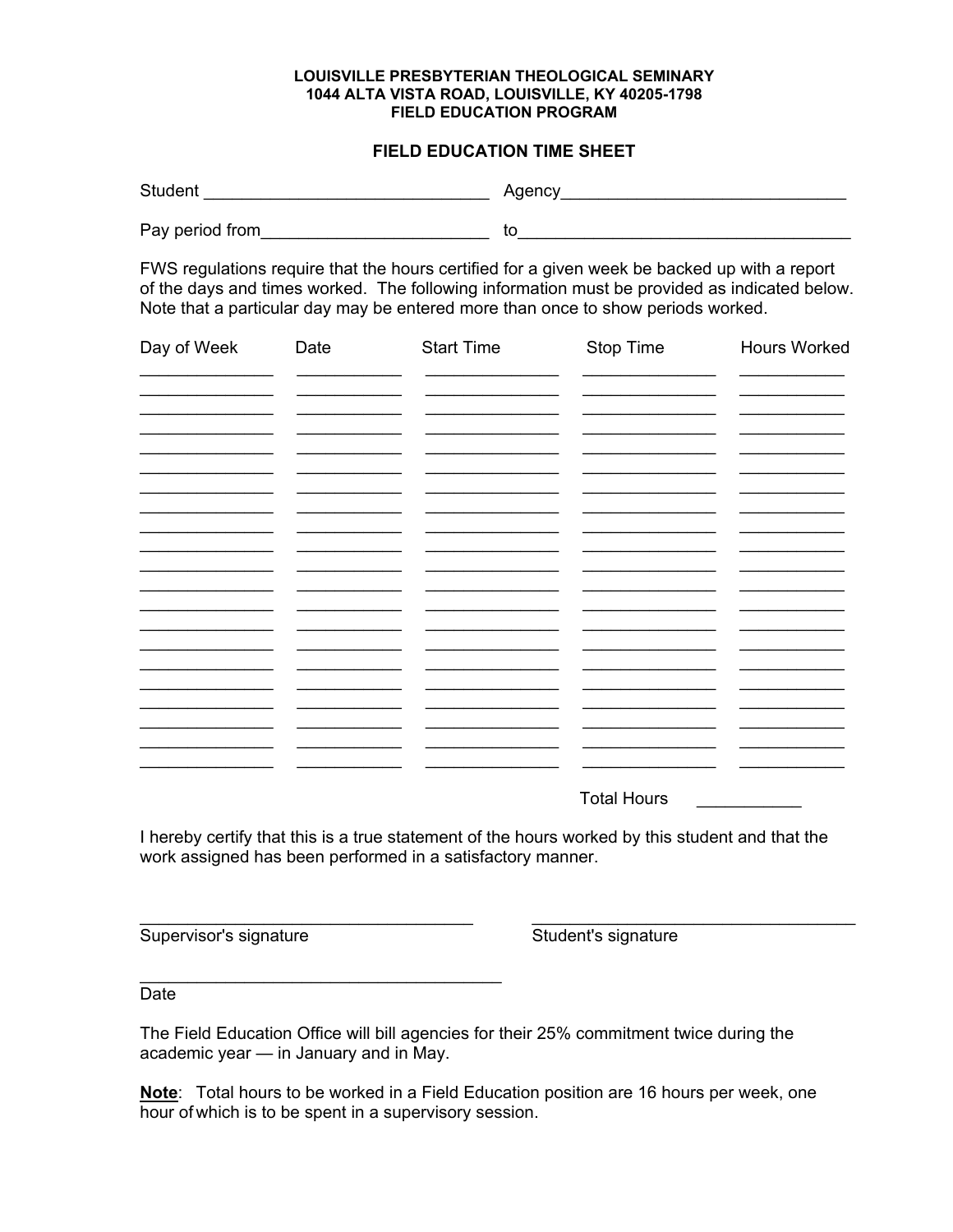**LOUISVILLE PRESBYTERIAN THEOLOGICAL SEMINARY**
**1044 ALTA VISTA ROAD, LOUISVILLE, KY 40205-1798**
**FIELD EDUCATION PROGRAM**

## FIELD EDUCATION TIME SHEET

Student ______________________________ Agency______________________________

Pay period from________________________ to__________________________________

FWS regulations require that the hours certified for a given week be backed up with a report of the days and times worked. The following information must be provided as indicated below. Note that a particular day may be entered more than once to show periods worked.

| Day of Week | Date | Start Time | Stop Time | Hours Worked |
|---|---|---|---|---|
| | | | | |
| | | | | |
| | | | | |
| | | | | |
| | | | | |
| | | | | |
| | | | | |
| | | | | |
| | | | | |
| | | | | |
| | | | | |
| | | | | |
| | | | | |
| | | | | |
| | | | | |
| | | | | |
| | | | | |
| | | | | |
| | | | | |
| | | | | |
| | | | | |

Total Hours ___________

I hereby certify that this is a true statement of the hours worked by this student and that the work assigned has been performed in a satisfactory manner.

___________________________________ ___________________________________
Supervisor's signature Student's signature

______________________________________
Date

The Field Education Office will bill agencies for their 25% commitment twice during the academic year — in January and in May.

**Note**: Total hours to be worked in a Field Education position are 16 hours per week, one hour of which is to be spent in a supervisory session.